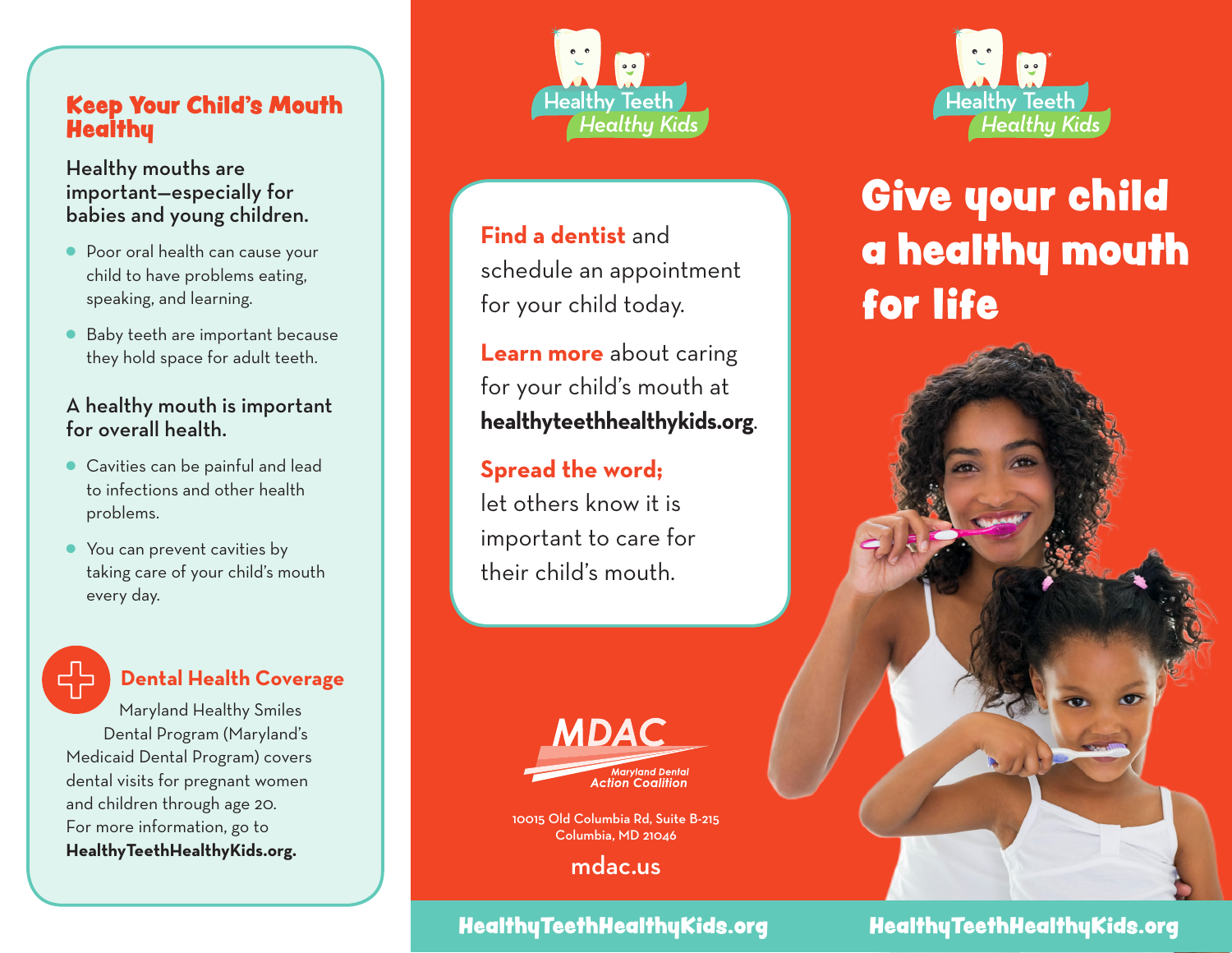## Keep Your Child's Mouth Healthy

**Healthy mouths are important—especially for babies and young children.**

- Poor oral health can cause your child to have problems eating, speaking, and learning.
- Baby teeth are important because they hold space for adult teeth.

**A healthy mouth is important for overall health.**

- Cavities can be painful and lead to infections and other health problems.
- You can prevent cavities by taking care of your child's mouth every day.

### Dental Health Coverage

Maryland Healthy Smiles Dental Program (Maryland's Medicaid Dental Program) covers dental visits for pregnant women and children through age 20. For more information, go to **HealthyTeethHealthyKids.org.**

Healthy Teeth Healthy Kids

**Find a dentist** and schedule an appointment for your child today.

**Learn more** about caring for your child's mouth at **healthyteethhealthykids.org**.

**Spread the word;** let others know it is important to care for their child's mouth.

MDAC
Maryland Dental Action Coalition

10015 Old Columbia Rd, Suite B-215
Columbia, MD 21046

mdac.us

HealthyTeethHealthyKids.org

Healthy Teeth Healthy Kids

# Give your child a healthy mouth for life

HealthyTeethHealthyKids.org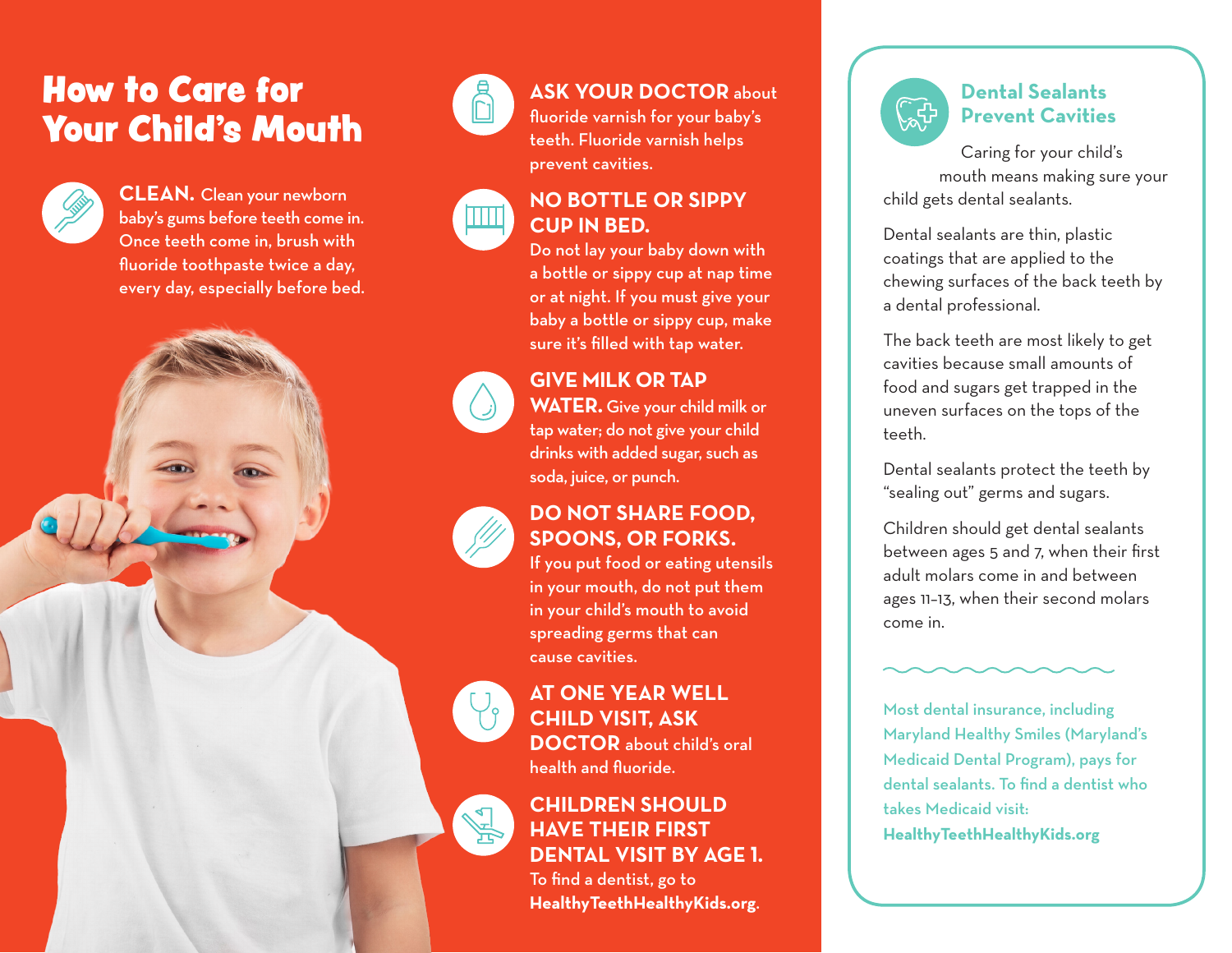# How to Care for Your Child's Mouth

**CLEAN.** Clean your newborn baby's gums before teeth come in. Once teeth come in, brush with fluoride toothpaste twice a day, every day, especially before bed.

**ASK YOUR DOCTOR** about fluoride varnish for your baby's teeth. Fluoride varnish helps prevent cavities.

**NO BOTTLE OR SIPPY CUP IN BED.** Do not lay your baby down with a bottle or sippy cup at nap time or at night. If you must give your baby a bottle or sippy cup, make sure it's filled with tap water.

**GIVE MILK OR TAP WATER.** Give your child milk or tap water; do not give your child drinks with added sugar, such as soda, juice, or punch.

**DO NOT SHARE FOOD, SPOONS, OR FORKS.** If you put food or eating utensils in your mouth, do not put them in your child's mouth to avoid spreading germs that can cause cavities.

**AT ONE YEAR WELL CHILD VISIT, ASK DOCTOR** about child's oral health and fluoride.

**CHILDREN SHOULD HAVE THEIR FIRST DENTAL VISIT BY AGE 1.** To find a dentist, go to **HealthyTeethHealthyKids.org**.

## Dental Sealants Prevent Cavities

Caring for your child's mouth means making sure your child gets dental sealants.

Dental sealants are thin, plastic coatings that are applied to the chewing surfaces of the back teeth by a dental professional.

The back teeth are most likely to get cavities because small amounts of food and sugars get trapped in the uneven surfaces on the tops of the teeth.

Dental sealants protect the teeth by "sealing out" germs and sugars.

Children should get dental sealants between ages 5 and 7, when their first adult molars come in and between ages 11–13, when their second molars come in.

Most dental insurance, including Maryland Healthy Smiles (Maryland's Medicaid Dental Program), pays for dental sealants. To find a dentist who takes Medicaid visit: **HealthyTeethHealthyKids.org**